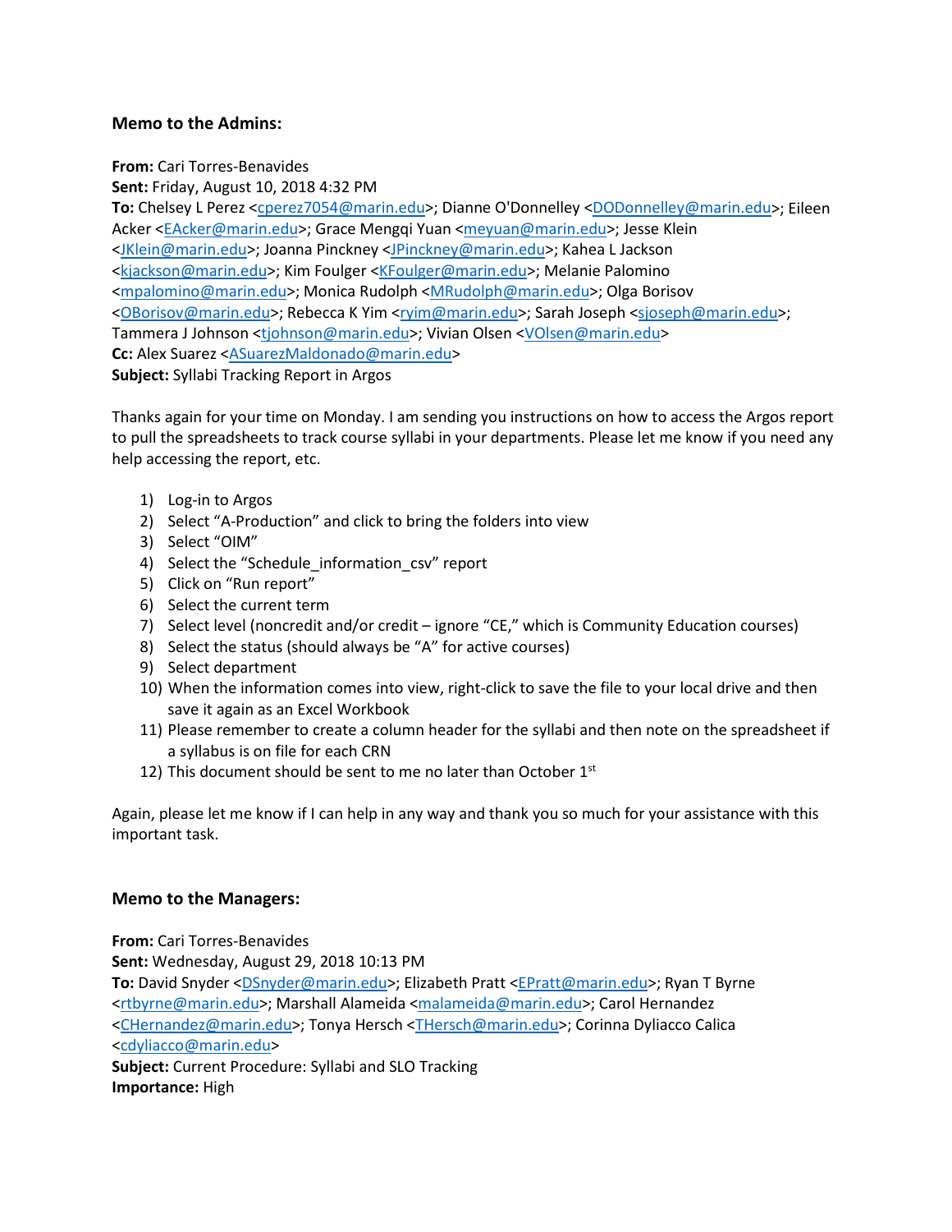### Memo to the Admins:

**From:** Cari Torres-Benavides
**Sent:** Friday, August 10, 2018 4:32 PM
**To:** Chelsey L Perez <cperez7054@marin.edu>; Dianne O'Donnelley <DODonnelley@marin.edu>; Eileen Acker <EAcker@marin.edu>; Grace Mengqi Yuan <meyuan@marin.edu>; Jesse Klein <JKlein@marin.edu>; Joanna Pinckney <JPinckney@marin.edu>; Kahea L Jackson <kjackson@marin.edu>; Kim Foulger <KFoulger@marin.edu>; Melanie Palomino <mpalomino@marin.edu>; Monica Rudolph <MRudolph@marin.edu>; Olga Borisov <OBorisov@marin.edu>; Rebecca K Yim <ryim@marin.edu>; Sarah Joseph <sjoseph@marin.edu>; Tammera J Johnson <tjohnson@marin.edu>; Vivian Olsen <VOlsen@marin.edu>
**Cc:** Alex Suarez <ASuarezMaldonado@marin.edu>
**Subject:** Syllabi Tracking Report in Argos

Thanks again for your time on Monday. I am sending you instructions on how to access the Argos report to pull the spreadsheets to track course syllabi in your departments. Please let me know if you need any help accessing the report, etc.

1) Log-in to Argos
2) Select "A-Production" and click to bring the folders into view
3) Select "OIM"
4) Select the "Schedule_information_csv" report
5) Click on "Run report"
6) Select the current term
7) Select level (noncredit and/or credit – ignore "CE," which is Community Education courses)
8) Select the status (should always be "A" for active courses)
9) Select department
10) When the information comes into view, right-click to save the file to your local drive and then save it again as an Excel Workbook
11) Please remember to create a column header for the syllabi and then note on the spreadsheet if a syllabus is on file for each CRN
12) This document should be sent to me no later than October 1st

Again, please let me know if I can help in any way and thank you so much for your assistance with this important task.

### Memo to the Managers:

**From:** Cari Torres-Benavides
**Sent:** Wednesday, August 29, 2018 10:13 PM
**To:** David Snyder <DSnyder@marin.edu>; Elizabeth Pratt <EPratt@marin.edu>; Ryan T Byrne <rtbyrne@marin.edu>; Marshall Alameida <malameida@marin.edu>; Carol Hernandez <CHernandez@marin.edu>; Tonya Hersch <THersch@marin.edu>; Corinna Dyliacco Calica <cdyliacco@marin.edu>
**Subject:** Current Procedure: Syllabi and SLO Tracking
**Importance:** High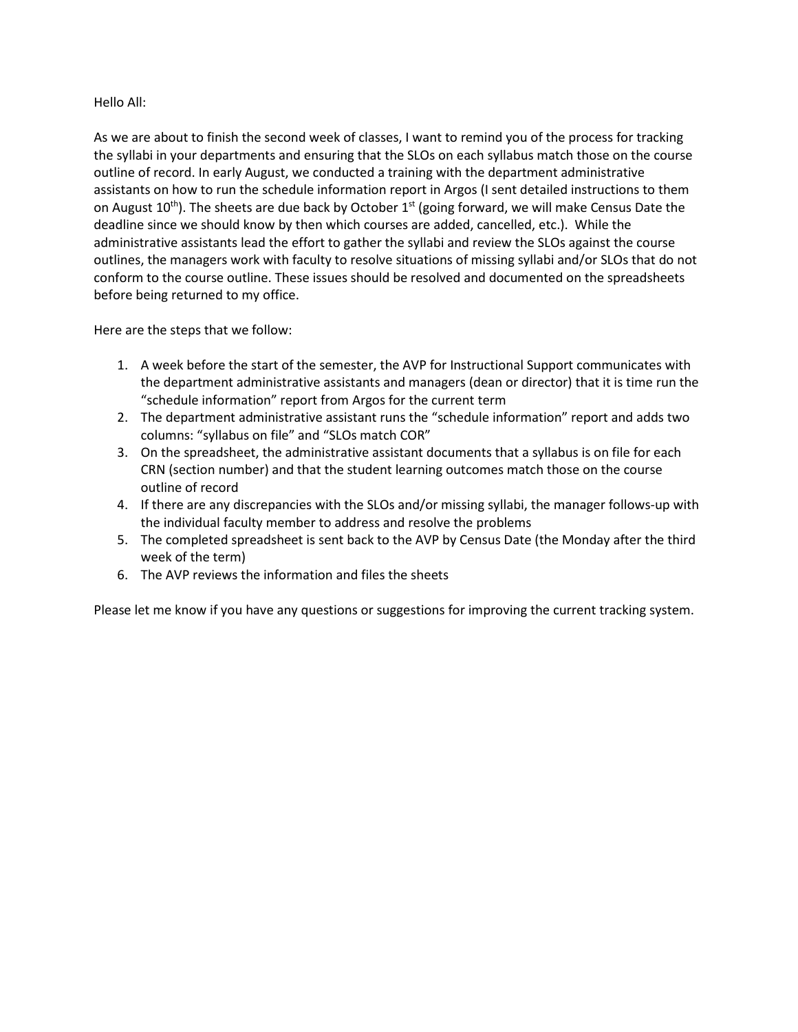Hello All:

As we are about to finish the second week of classes, I want to remind you of the process for tracking the syllabi in your departments and ensuring that the SLOs on each syllabus match those on the course outline of record. In early August, we conducted a training with the department administrative assistants on how to run the schedule information report in Argos (I sent detailed instructions to them on August 10th). The sheets are due back by October 1st (going forward, we will make Census Date the deadline since we should know by then which courses are added, cancelled, etc.). While the administrative assistants lead the effort to gather the syllabi and review the SLOs against the course outlines, the managers work with faculty to resolve situations of missing syllabi and/or SLOs that do not conform to the course outline. These issues should be resolved and documented on the spreadsheets before being returned to my office.

Here are the steps that we follow:

1. A week before the start of the semester, the AVP for Instructional Support communicates with the department administrative assistants and managers (dean or director) that it is time run the "schedule information" report from Argos for the current term
2. The department administrative assistant runs the "schedule information" report and adds two columns: "syllabus on file" and "SLOs match COR"
3. On the spreadsheet, the administrative assistant documents that a syllabus is on file for each CRN (section number) and that the student learning outcomes match those on the course outline of record
4. If there are any discrepancies with the SLOs and/or missing syllabi, the manager follows-up with the individual faculty member to address and resolve the problems
5. The completed spreadsheet is sent back to the AVP by Census Date (the Monday after the third week of the term)
6. The AVP reviews the information and files the sheets

Please let me know if you have any questions or suggestions for improving the current tracking system.